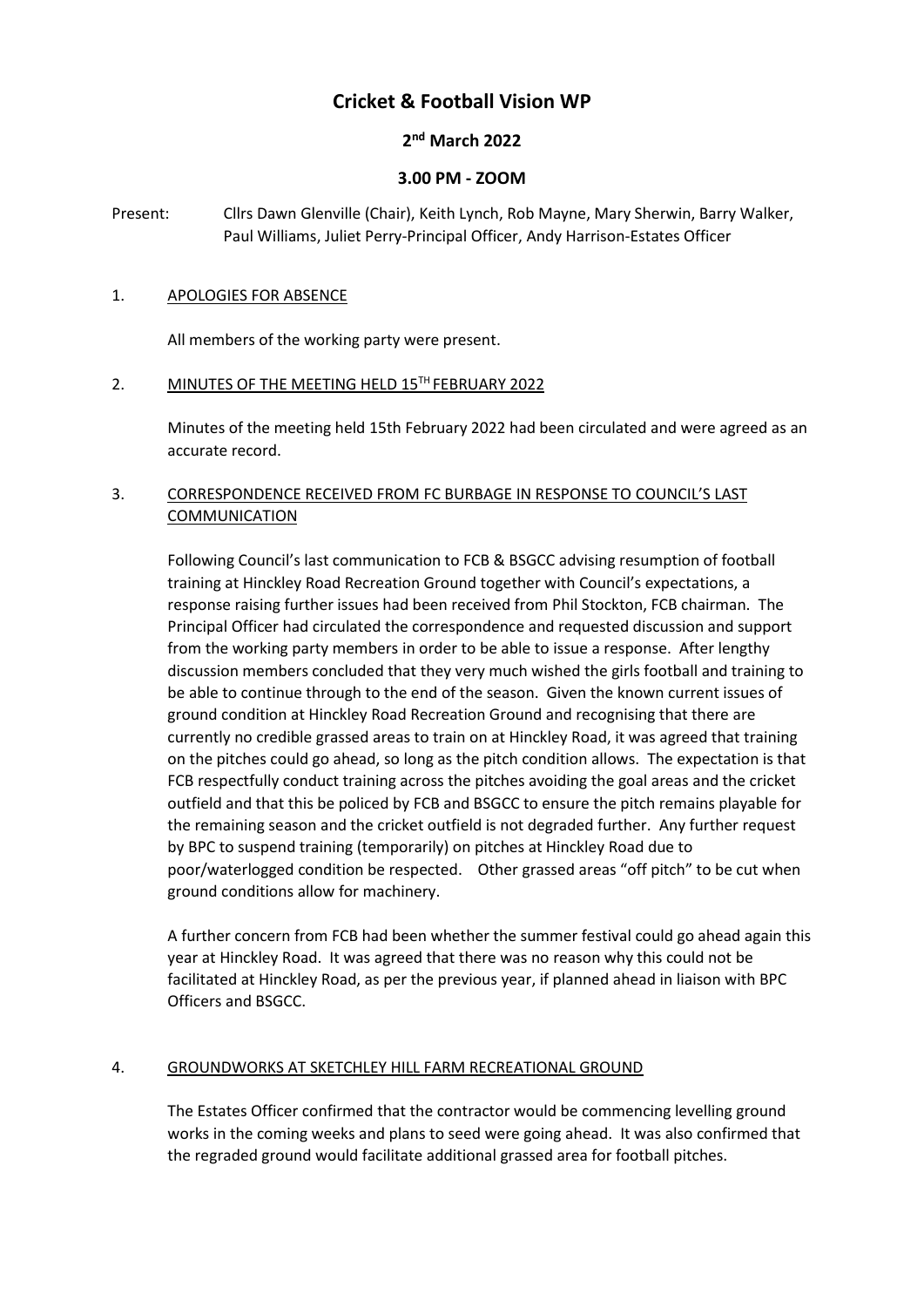# Cricket & Football Vision WP

## 2nd March 2022

## 3.00 PM - ZOOM

Present: Cllrs Dawn Glenville (Chair), Keith Lynch, Rob Mayne, Mary Sherwin, Barry Walker, Paul Williams, Juliet Perry-Principal Officer, Andy Harrison-Estates Officer

1. <u>APOLOGIES FOR ABSENCE</u>

   All members of the working party were present.

2. <u>MINUTES OF THE MEETING HELD 15TH FEBRUARY 2022</u>

   Minutes of the meeting held 15th February 2022 had been circulated and were agreed as an accurate record.

3. <u>CORRESPONDENCE RECEIVED FROM FC BURBAGE IN RESPONSE TO COUNCIL'S LAST COMMUNICATION</u>

   Following Council's last communication to FCB & BSGCC advising resumption of football training at Hinckley Road Recreation Ground together with Council's expectations, a response raising further issues had been received from Phil Stockton, FCB chairman. The Principal Officer had circulated the correspondence and requested discussion and support from the working party members in order to be able to issue a response. After lengthy discussion members concluded that they very much wished the girls football and training to be able to continue through to the end of the season. Given the known current issues of ground condition at Hinckley Road Recreation Ground and recognising that there are currently no credible grassed areas to train on at Hinckley Road, it was agreed that training on the pitches could go ahead, so long as the pitch condition allows. The expectation is that FCB respectfully conduct training across the pitches avoiding the goal areas and the cricket outfield and that this be policed by FCB and BSGCC to ensure the pitch remains playable for the remaining season and the cricket outfield is not degraded further. Any further request by BPC to suspend training (temporarily) on pitches at Hinckley Road due to poor/waterlogged condition be respected. Other grassed areas "off pitch" to be cut when ground conditions allow for machinery.

   A further concern from FCB had been whether the summer festival could go ahead again this year at Hinckley Road. It was agreed that there was no reason why this could not be facilitated at Hinckley Road, as per the previous year, if planned ahead in liaison with BPC Officers and BSGCC.

4. <u>GROUNDWORKS AT SKETCHLEY HILL FARM RECREATIONAL GROUND</u>

   The Estates Officer confirmed that the contractor would be commencing levelling ground works in the coming weeks and plans to seed were going ahead. It was also confirmed that the regraded ground would facilitate additional grassed area for football pitches.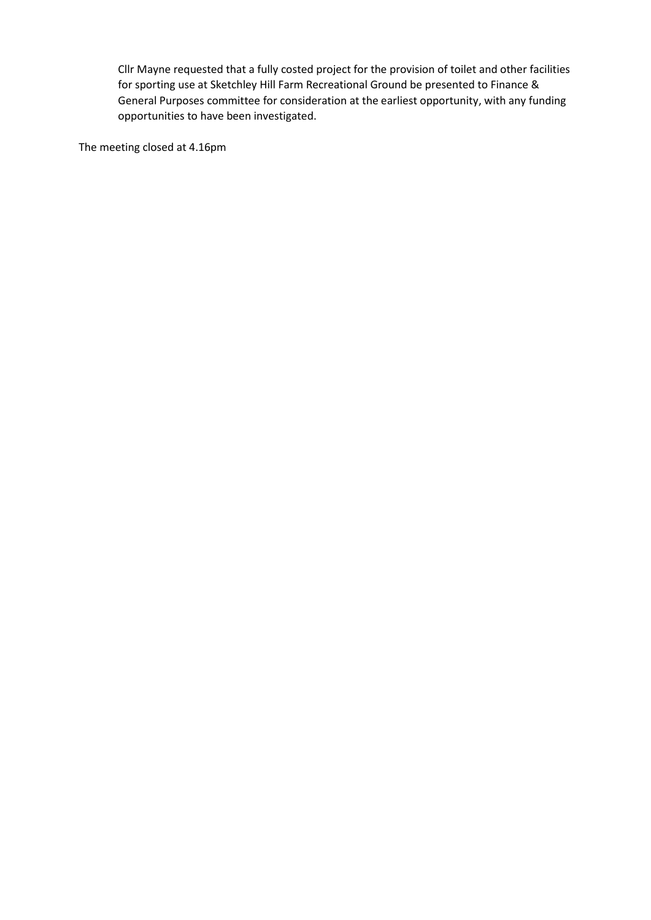Cllr Mayne requested that a fully costed project for the provision of toilet and other facilities for sporting use at Sketchley Hill Farm Recreational Ground be presented to Finance & General Purposes committee for consideration at the earliest opportunity, with any funding opportunities to have been investigated.

The meeting closed at 4.16pm